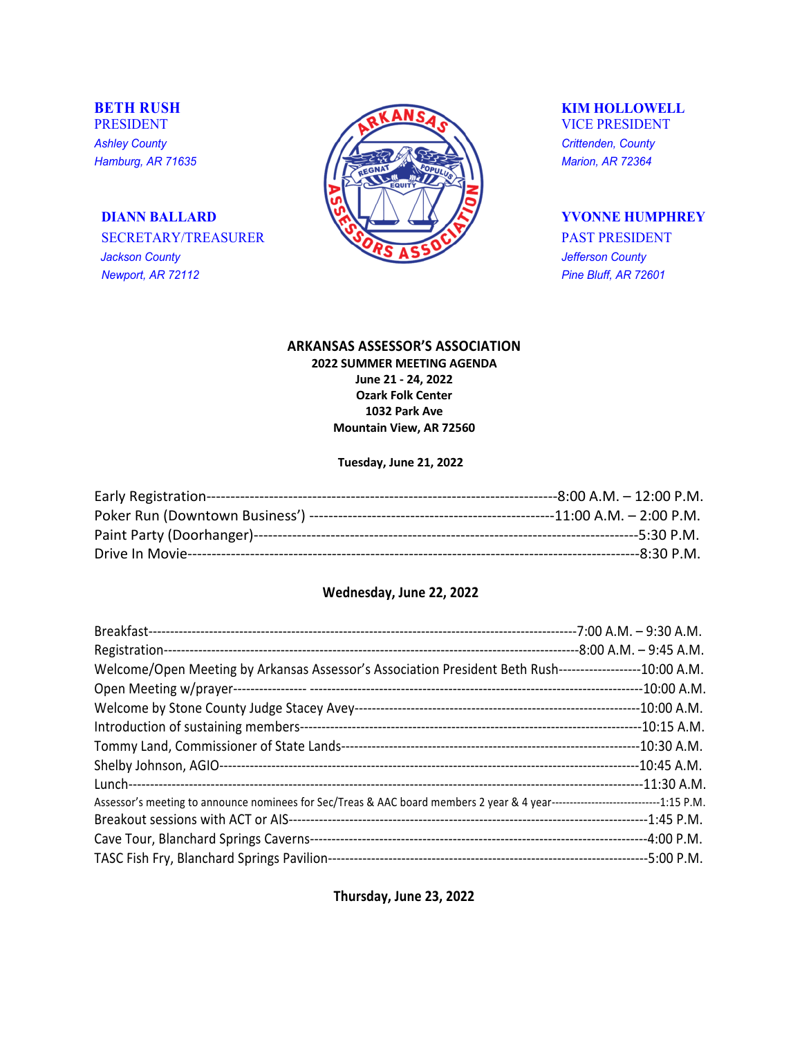**BETH RUSH**
PRESIDENT
*Ashley County*
*Hamburg, AR 71635*

**KIM HOLLOWELL**
VICE PRESIDENT
*Crittenden, County*
*Marion, AR 72364*

**DIANN BALLARD**
SECRETARY/TREASURER
*Jackson County*
*Newport, AR 72112*

**YVONNE HUMPHREY**
PAST PRESIDENT
*Jefferson County*
*Pine Bluff, AR 72601*

# ARKANSAS ASSESSOR'S ASSOCIATION

**2022 SUMMER MEETING AGENDA**
**June 21 - 24, 2022**
**Ozark Folk Center**
**1032 Park Ave**
**Mountain View, AR 72560**

### Tuesday, June 21, 2022

Early Registration-----------------------------------------------------------------------8:00 A.M. – 12:00 P.M.
Poker Run (Downtown Business') --------------------------------------------------11:00 A.M. – 2:00 P.M.
Paint Party (Doorhanger)--------------------------------------------------------------------------5:30 P.M.
Drive In Movie------------------------------------------------------------------------------------------8:30 P.M.

### Wednesday, June 22, 2022

Breakfast-------------------------------------------------------------------------------------------7:00 A.M. – 9:30 A.M.
Registration----------------------------------------------------------------------------------------8:00 A.M. – 9:45 A.M.
Welcome/Open Meeting by Arkansas Assessor's Association President Beth Rush-------------------10:00 A.M.
Open Meeting w/prayer---------------- ---------------------------------------------------------------------------10:00 A.M.
Welcome by Stone County Judge Stacey Avey-----------------------------------------------------------------10:00 A.M.
Introduction of sustaining members-----------------------------------------------------------------------------10:15 A.M.
Tommy Land, Commissioner of State Lands------------------------------------------------------------------10:30 A.M.
Shelby Johnson, AGIO-------------------------------------------------------------------------------------------10:45 A.M.
Lunch-----------------------------------------------------------------------------------------------------------------11:30 A.M.
Assessor's meeting to announce nominees for Sec/Treas & AAC board members 2 year & 4 year----------------------------1:15 P.M.
Breakout sessions with ACT or AIS--------------------------------------------------------------------------------1:45 P.M.
Cave Tour, Blanchard Springs Caverns----------------------------------------------------------------------------4:00 P.M.
TASC Fish Fry, Blanchard Springs Pavilion----------------------------------------------------------------------5:00 P.M.

### Thursday, June 23, 2022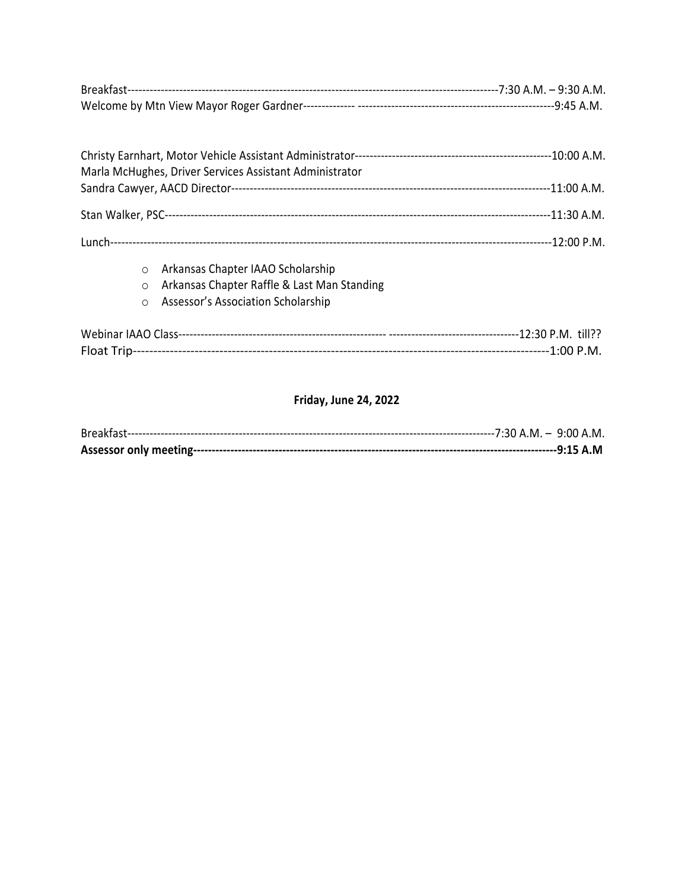Breakfast-----------------------------------------------------------------------------------------------------7:30 A.M. – 9:30 A.M.
Welcome by Mtn View Mayor Roger Gardner------------- ----------------------------------------------------9:45 A.M.

Christy Earnhart, Motor Vehicle Assistant Administrator----------------------------------------------------10:00 A.M.
Marla McHughes, Driver Services Assistant Administrator
Sandra Cawyer, AACD Director------------------------------------------------------------------------------------11:00 A.M.

Stan Walker, PSC---------------------------------------------------------------------------------------------------11:30 A.M.

Lunch------------------------------------------------------------------------------------------------------------------12:00 P.M.

- Arkansas Chapter IAAO Scholarship
- Arkansas Chapter Raffle & Last Man Standing
- Assessor's Association Scholarship

Webinar IAAO Class------------------------------------------------------ ----------------------------------12:30 P.M. till??
Float Trip--------------------------------------------------------------------------------------------------------1:00 P.M.

**Friday, June 24, 2022**

Breakfast-----------------------------------------------------------------------------------------------------7:30 A.M. – 9:00 A.M.
**Assessor only meeting-----------------------------------------------------------------------------------------------9:15 A.M**